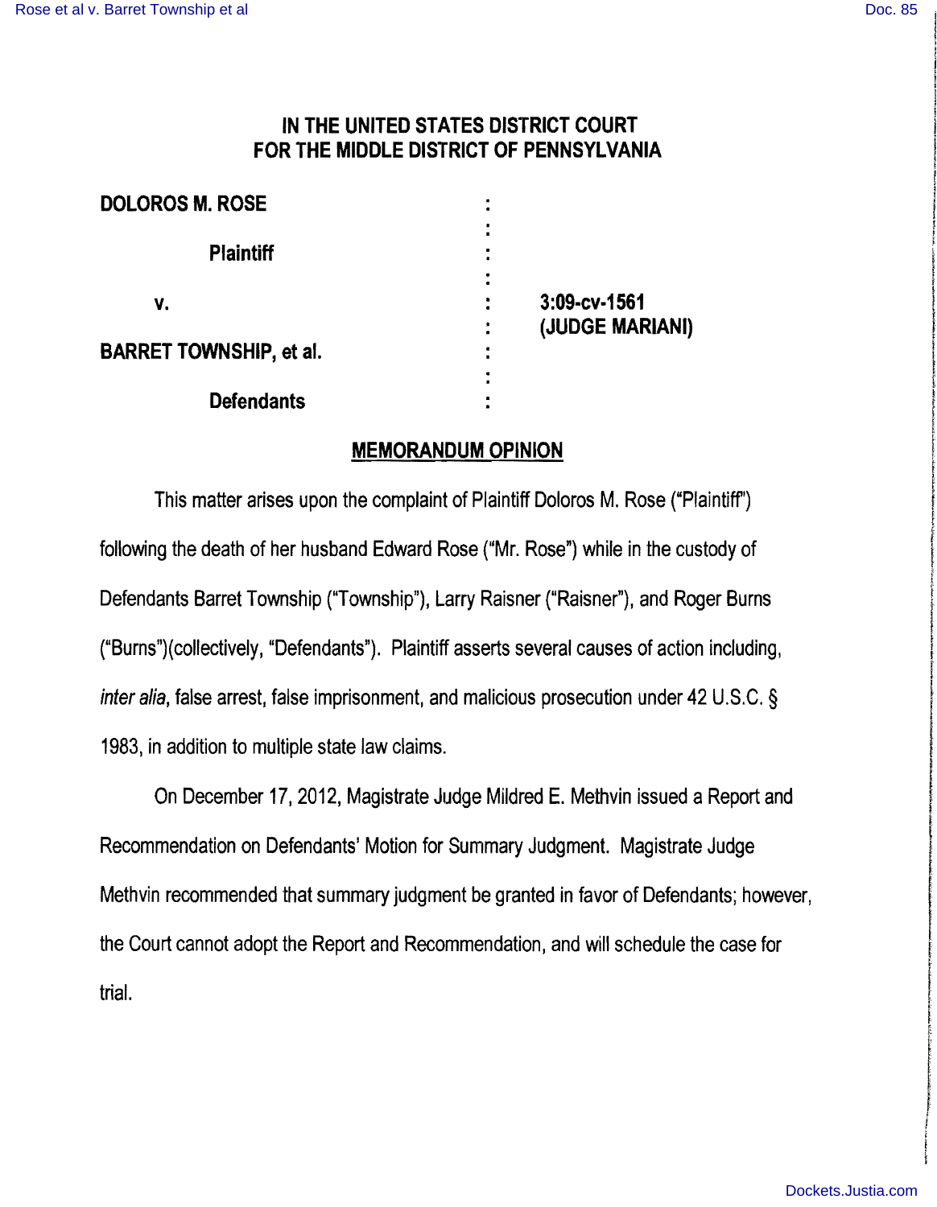# IN THE UNITED STATES DISTRICT COURT FOR THE MIDDLE DISTRICT OF PENNSYLVANIA

| | | |
|---|---|---|
| **DOLOROS M. ROSE** | : | |
| **Plaintiff** | : | |
| **v.** | : | **3:09-cv-1561** |
| | : | **(JUDGE MARIANI)** |
| **BARRET TOWNSHIP, et al.** | : | |
| **Defendants** | : | |

## MEMORANDUM OPINION

This matter arises upon the complaint of Plaintiff Doloros M. Rose ("Plaintiff") following the death of her husband Edward Rose ("Mr. Rose") while in the custody of Defendants Barret Township ("Township"), Larry Raisner ("Raisner"), and Roger Burns ("Burns")(collectively, "Defendants"). Plaintiff asserts several causes of action including, *inter alia*, false arrest, false imprisonment, and malicious prosecution under 42 U.S.C. § 1983, in addition to multiple state law claims.

On December 17, 2012, Magistrate Judge Mildred E. Methvin issued a Report and Recommendation on Defendants' Motion for Summary Judgment. Magistrate Judge Methvin recommended that summary judgment be granted in favor of Defendants; however, the Court cannot adopt the Report and Recommendation, and will schedule the case for trial.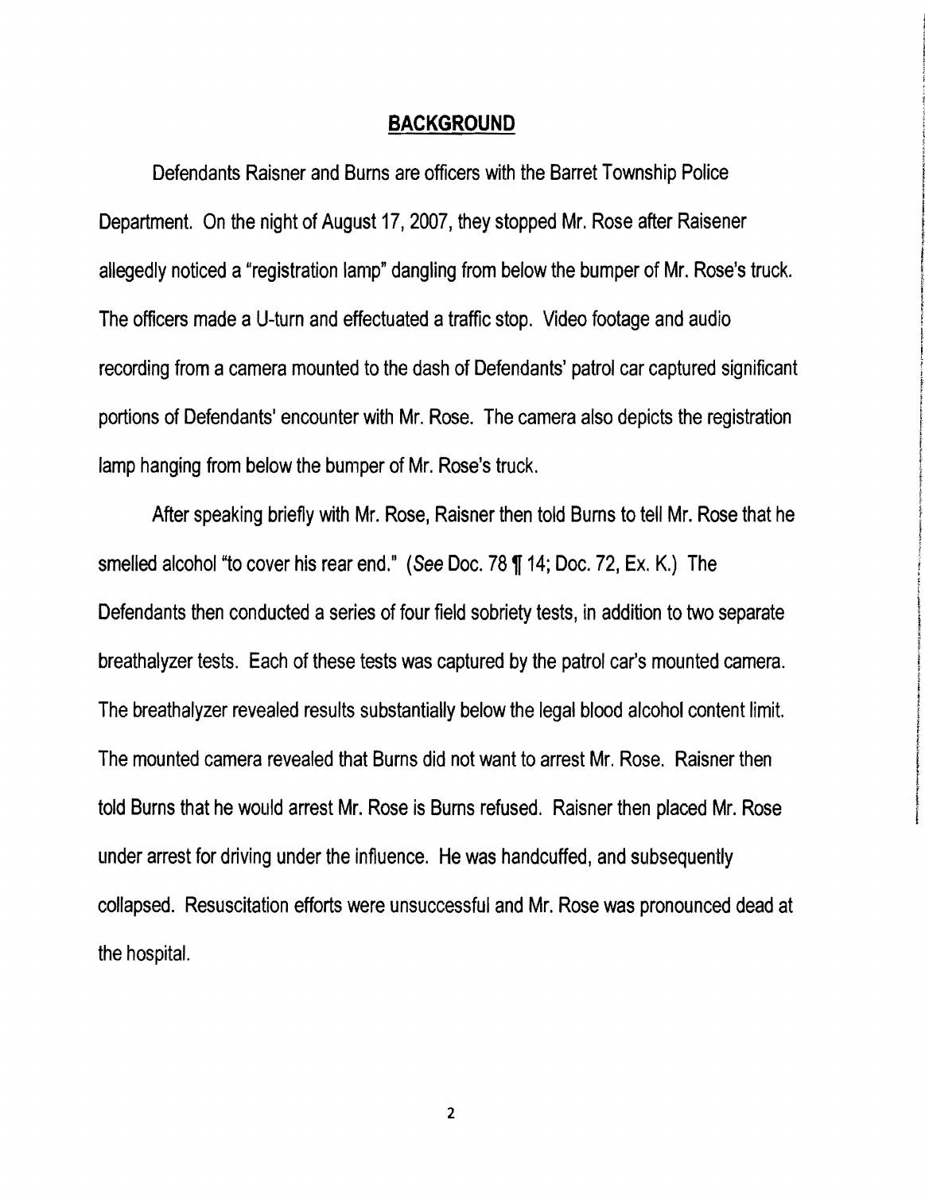## **BACKGROUND**

Defendants Raisner and Burns are officers with the Barret Township Police Department. On the night of August 17, 2007, they stopped Mr. Rose after Raisener allegedly noticed a "registration lamp" dangling from below the bumper of Mr. Rose's truck. The officers made a U-turn and effectuated a traffic stop. Video footage and audio recording from a camera mounted to the dash of Defendants' patrol car captured significant portions of Defendants' encounter with Mr. Rose. The camera also depicts the registration lamp hanging from below the bumper of Mr. Rose's truck.

After speaking briefly with Mr. Rose, Raisner then told Burns to tell Mr. Rose that he smelled alcohol "to cover his rear end." (*See* Doc. 78 ¶ 14; Doc. 72, Ex. K.) The Defendants then conducted a series of four field sobriety tests, in addition to two separate breathalyzer tests. Each of these tests was captured by the patrol car's mounted camera. The breathalyzer revealed results substantially below the legal blood alcohol content limit. The mounted camera revealed that Burns did not want to arrest Mr. Rose. Raisner then told Burns that he would arrest Mr. Rose is Burns refused. Raisner then placed Mr. Rose under arrest for driving under the influence. He was handcuffed, and subsequently collapsed. Resuscitation efforts were unsuccessful and Mr. Rose was pronounced dead at the hospital.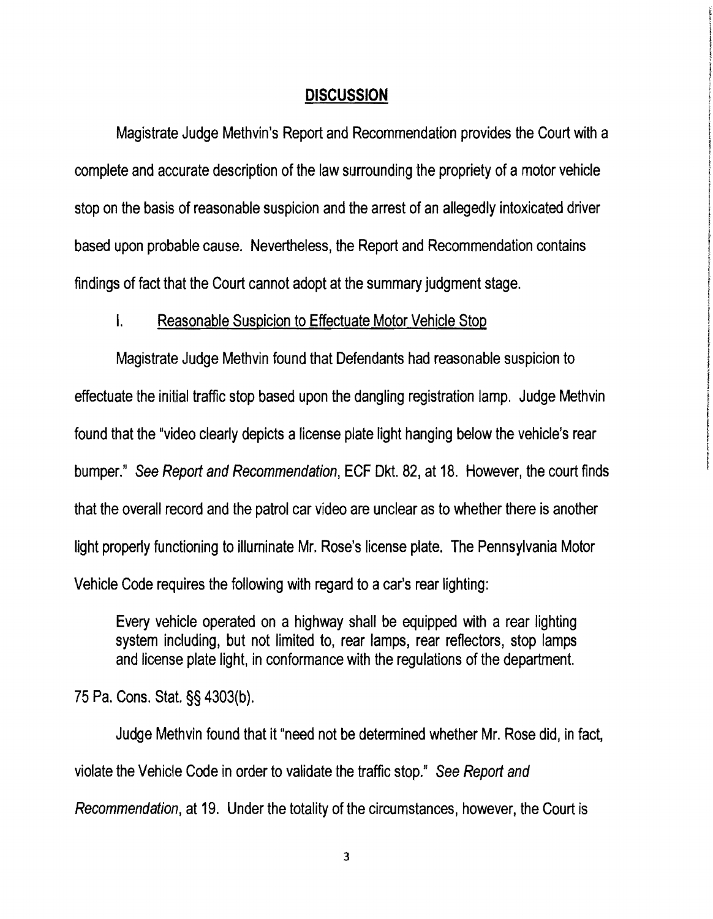## DISCUSSION

Magistrate Judge Methvin's Report and Recommendation provides the Court with a complete and accurate description of the law surrounding the propriety of a motor vehicle stop on the basis of reasonable suspicion and the arrest of an allegedly intoxicated driver based upon probable cause. Nevertheless, the Report and Recommendation contains findings of fact that the Court cannot adopt at the summary judgment stage.

### I. Reasonable Suspicion to Effectuate Motor Vehicle Stop

Magistrate Judge Methvin found that Defendants had reasonable suspicion to effectuate the initial traffic stop based upon the dangling registration lamp. Judge Methvin found that the "video clearly depicts a license plate light hanging below the vehicle's rear bumper." *See Report and Recommendation*, ECF Dkt. 82, at 18. However, the court finds that the overall record and the patrol car video are unclear as to whether there is another light properly functioning to illuminate Mr. Rose's license plate. The Pennsylvania Motor Vehicle Code requires the following with regard to a car's rear lighting:

> Every vehicle operated on a highway shall be equipped with a rear lighting system including, but not limited to, rear lamps, rear reflectors, stop lamps and license plate light, in conformance with the regulations of the department.

75 Pa. Cons. Stat. §§ 4303(b).

Judge Methvin found that it "need not be determined whether Mr. Rose did, in fact, violate the Vehicle Code in order to validate the traffic stop." *See Report and Recommendation*, at 19. Under the totality of the circumstances, however, the Court is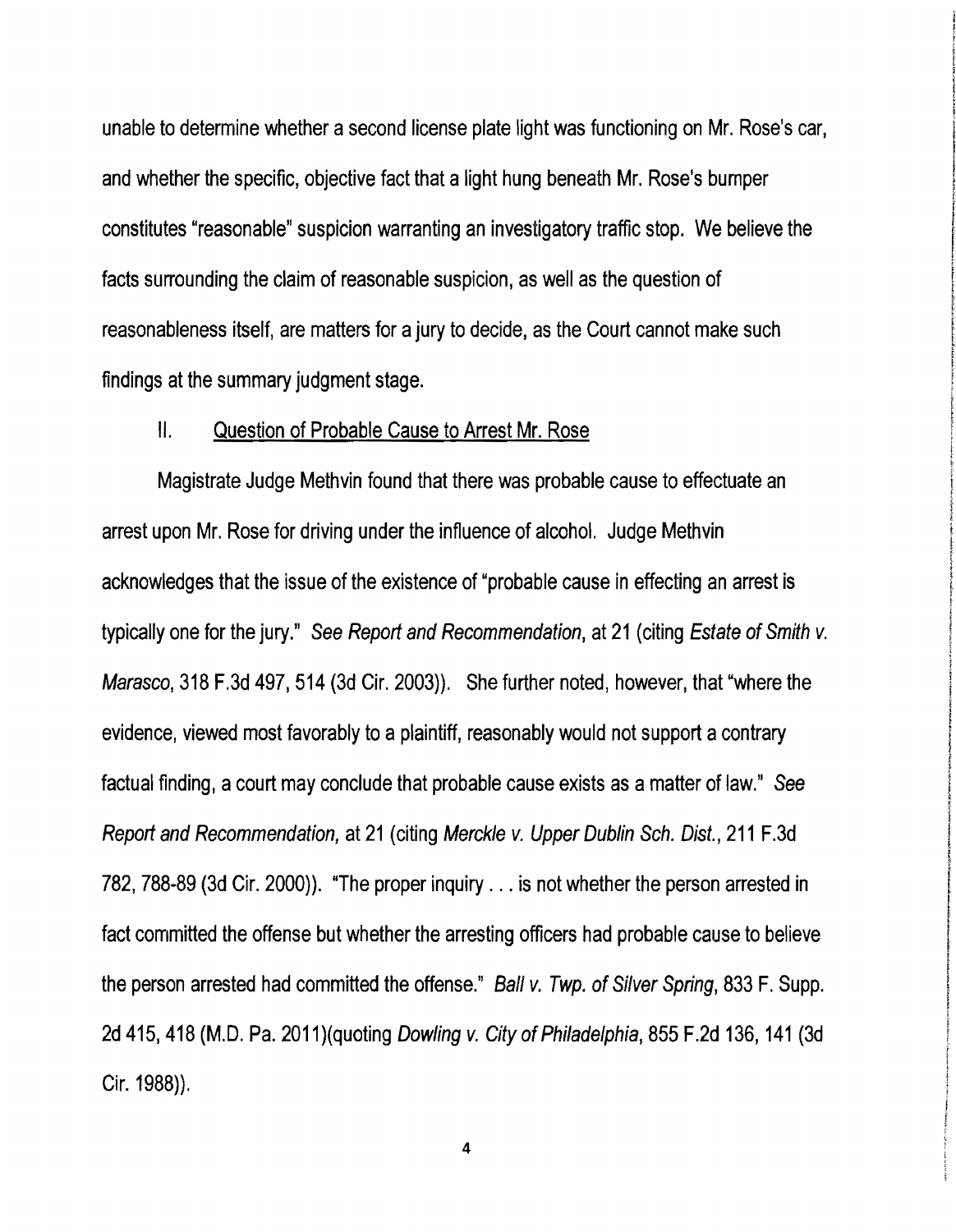unable to determine whether a second license plate light was functioning on Mr. Rose's car, and whether the specific, objective fact that a light hung beneath Mr. Rose's bumper constitutes "reasonable" suspicion warranting an investigatory traffic stop. We believe the facts surrounding the claim of reasonable suspicion, as well as the question of reasonableness itself, are matters for a jury to decide, as the Court cannot make such findings at the summary judgment stage.

II. <u>Question of Probable Cause to Arrest Mr. Rose</u>

Magistrate Judge Methvin found that there was probable cause to effectuate an arrest upon Mr. Rose for driving under the influence of alcohol. Judge Methvin acknowledges that the issue of the existence of "probable cause in effecting an arrest is typically one for the jury." *See Report and Recommendation*, at 21 (citing *Estate of Smith v. Marasco*, 318 F.3d 497, 514 (3d Cir. 2003)). She further noted, however, that "where the evidence, viewed most favorably to a plaintiff, reasonably would not support a contrary factual finding, a court may conclude that probable cause exists as a matter of law." *See Report and Recommendation,* at 21 (citing *Merckle v. Upper Dublin Sch. Dist.*, 211 F.3d 782, 788-89 (3d Cir. 2000)). "The proper inquiry . . . is not whether the person arrested in fact committed the offense but whether the arresting officers had probable cause to believe the person arrested had committed the offense." *Ball v. Twp. of Silver Spring*, 833 F. Supp. 2d 415, 418 (M.D. Pa. 2011)(quoting *Dowling v. City of Philadelphia*, 855 F.2d 136, 141 (3d Cir. 1988)).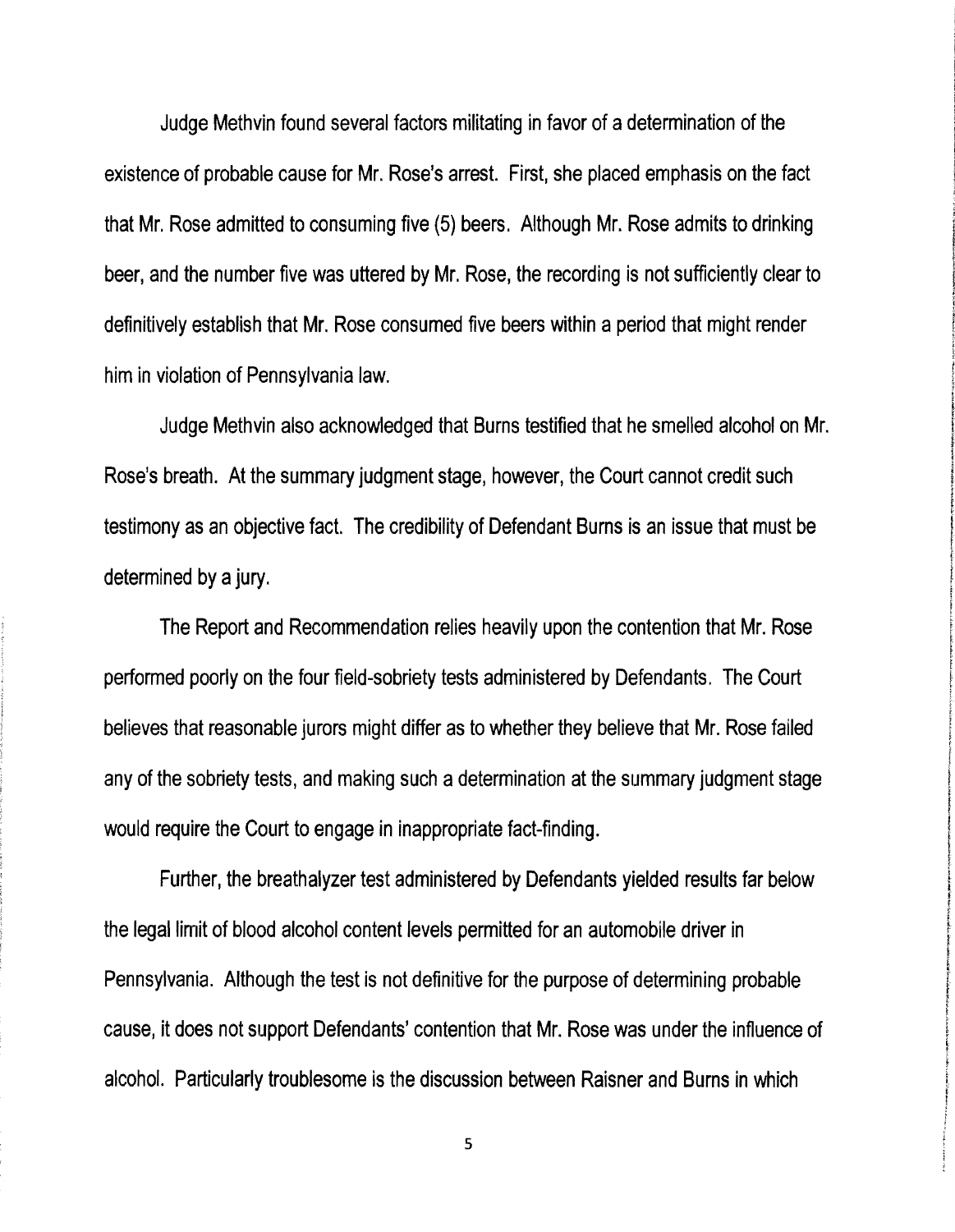Judge Methvin found several factors militating in favor of a determination of the existence of probable cause for Mr. Rose's arrest. First, she placed emphasis on the fact that Mr. Rose admitted to consuming five (5) beers. Although Mr. Rose admits to drinking beer, and the number five was uttered by Mr. Rose, the recording is not sufficiently clear to definitively establish that Mr. Rose consumed five beers within a period that might render him in violation of Pennsylvania law.

Judge Methvin also acknowledged that Burns testified that he smelled alcohol on Mr. Rose's breath. At the summary judgment stage, however, the Court cannot credit such testimony as an objective fact. The credibility of Defendant Burns is an issue that must be determined by a jury.

The Report and Recommendation relies heavily upon the contention that Mr. Rose performed poorly on the four field-sobriety tests administered by Defendants. The Court believes that reasonable jurors might differ as to whether they believe that Mr. Rose failed any of the sobriety tests, and making such a determination at the summary judgment stage would require the Court to engage in inappropriate fact-finding.

Further, the breathalyzer test administered by Defendants yielded results far below the legal limit of blood alcohol content levels permitted for an automobile driver in Pennsylvania. Although the test is not definitive for the purpose of determining probable cause, it does not support Defendants' contention that Mr. Rose was under the influence of alcohol. Particularly troublesome is the discussion between Raisner and Burns in which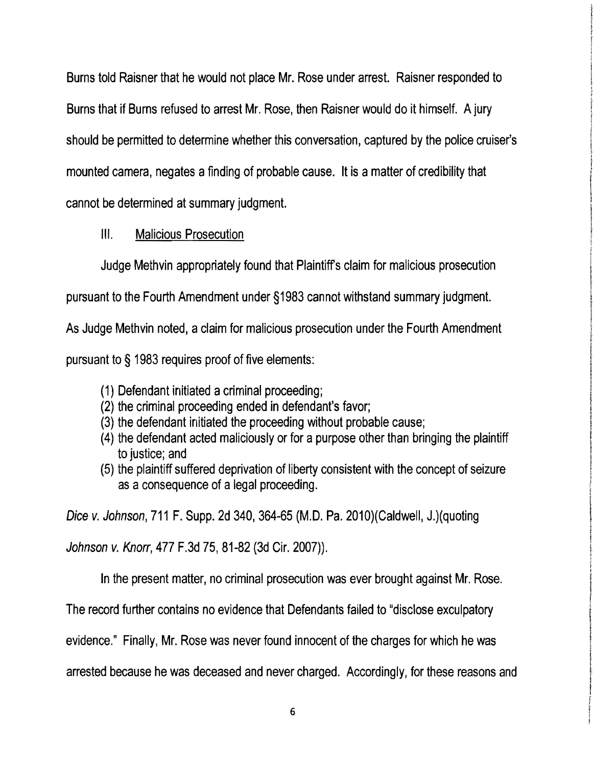Burns told Raisner that he would not place Mr. Rose under arrest. Raisner responded to Burns that if Burns refused to arrest Mr. Rose, then Raisner would do it himself. A jury should be permitted to determine whether this conversation, captured by the police cruiser's mounted camera, negates a finding of probable cause. It is a matter of credibility that cannot be determined at summary judgment.

## III. Malicious Prosecution

Judge Methvin appropriately found that Plaintiff's claim for malicious prosecution pursuant to the Fourth Amendment under §1983 cannot withstand summary judgment. As Judge Methvin noted, a claim for malicious prosecution under the Fourth Amendment pursuant to § 1983 requires proof of five elements:

> (1) Defendant initiated a criminal proceeding;
> (2) the criminal proceeding ended in defendant's favor;
> (3) the defendant initiated the proceeding without probable cause;
> (4) the defendant acted maliciously or for a purpose other than bringing the plaintiff to justice; and
> (5) the plaintiff suffered deprivation of liberty consistent with the concept of seizure as a consequence of a legal proceeding.

*Dice v. Johnson*, 711 F. Supp. 2d 340, 364-65 (M.D. Pa. 2010)(Caldwell, J.)(quoting *Johnson v. Knorr*, 477 F.3d 75, 81-82 (3d Cir. 2007)).

In the present matter, no criminal prosecution was ever brought against Mr. Rose. The record further contains no evidence that Defendants failed to "disclose exculpatory evidence." Finally, Mr. Rose was never found innocent of the charges for which he was arrested because he was deceased and never charged. Accordingly, for these reasons and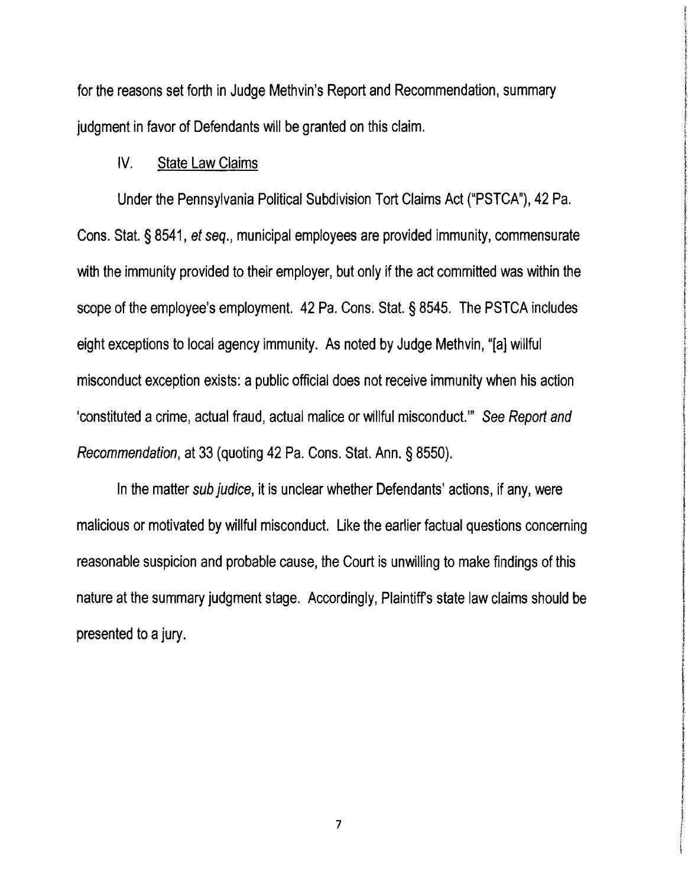for the reasons set forth in Judge Methvin's Report and Recommendation, summary judgment in favor of Defendants will be granted on this claim.

## IV. <u>State Law Claims</u>

Under the Pennsylvania Political Subdivision Tort Claims Act ("PSTCA"), 42 Pa. Cons. Stat. § 8541, *et seq.*, municipal employees are provided immunity, commensurate with the immunity provided to their employer, but only if the act committed was within the scope of the employee's employment. 42 Pa. Cons. Stat. § 8545. The PSTCA includes eight exceptions to local agency immunity. As noted by Judge Methvin, "[a] willful misconduct exception exists: a public official does not receive immunity when his action 'constituted a crime, actual fraud, actual malice or willful misconduct.'" *See Report and Recommendation*, at 33 (quoting 42 Pa. Cons. Stat. Ann. § 8550).

In the matter *sub judice*, it is unclear whether Defendants' actions, if any, were malicious or motivated by willful misconduct. Like the earlier factual questions concerning reasonable suspicion and probable cause, the Court is unwilling to make findings of this nature at the summary judgment stage. Accordingly, Plaintiff's state law claims should be presented to a jury.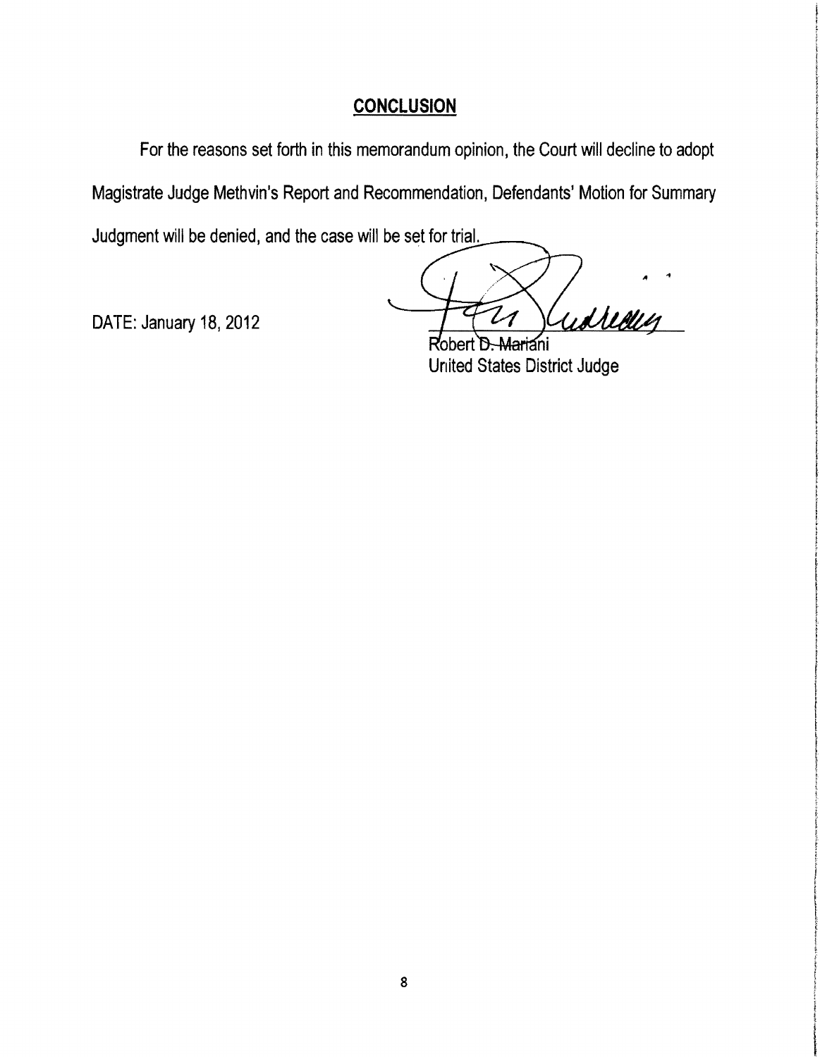## **CONCLUSION**

For the reasons set forth in this memorandum opinion, the Court will decline to adopt Magistrate Judge Methvin's Report and Recommendation, Defendants' Motion for Summary Judgment will be denied, and the case will be set for trial.

DATE: January 18, 2012

Robert D. Mariani
United States District Judge